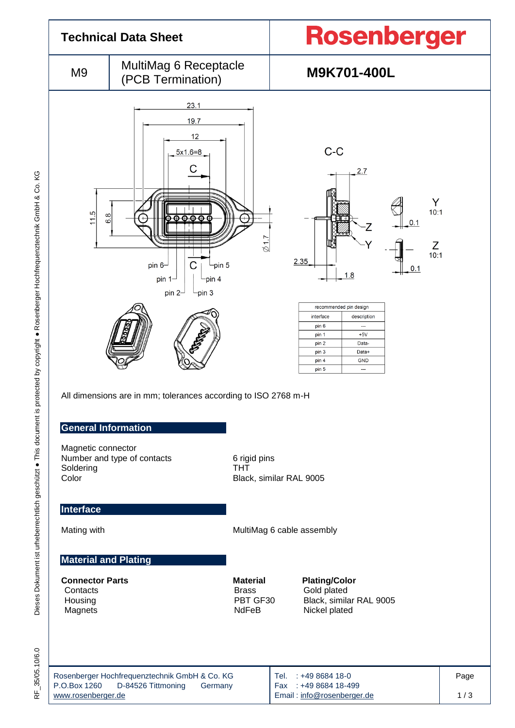# Technical Data Sheet

**Rosenberger**

| M9 | MultiMag 6 Receptacle (PCB Termination) | **M9K701-400L** |
|---|---|---|

| recommended pin design | |
|---|---|
| interface | description |
| pin 6 | --- |
| pin 1 | +5V |
| pin 2 | Data- |
| pin 3 | Data+ |
| pin 4 | GND |
| pin 5 | --- |

All dimensions are in mm; tolerances according to ISO 2768 m-H

## General Information

| | |
|---|---|
| Magnetic connector | |
| Number and type of contacts | 6 rigid pins |
| Soldering | THT |
| Color | Black, similar RAL 9005 |

## Interface

| | |
|---|---|
| Mating with | MultiMag 6 cable assembly |

## Material and Plating

| **Connector Parts** | **Material** | **Plating/Color** |
|---|---|---|
| Contacts | Brass | Gold plated |
| Housing | PBT GF30 | Black, similar RAL 9005 |
| Magnets | NdFeB | Nickel plated |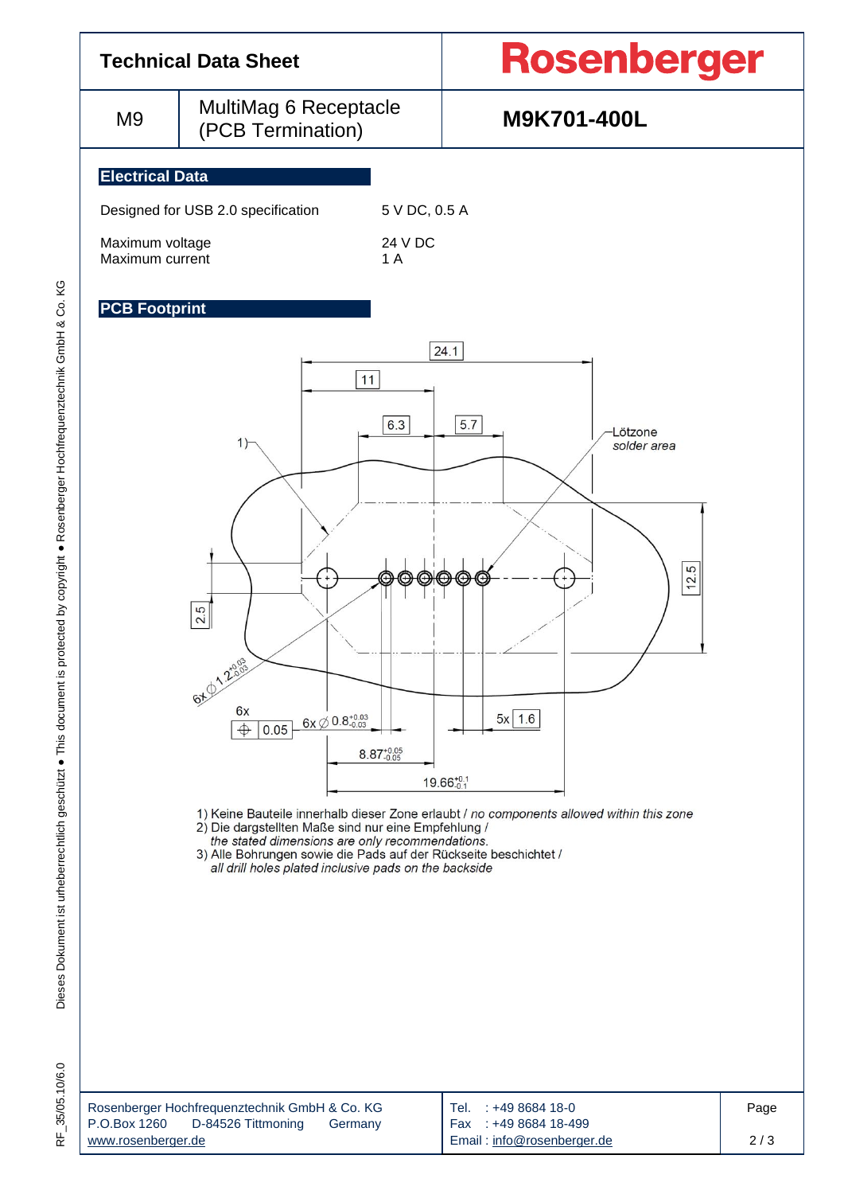| Technical Data Sheet | | Rosenberger |
| --- | --- | --- |
| M9 | MultiMag 6 Receptacle (PCB Termination) | **M9K701-400L** |

## Electrical Data

| | |
| --- | --- |
| Designed for USB 2.0 specification | 5 V DC, 0.5 A |
| Maximum voltage | 24 V DC |
| Maximum current | 1 A |

## PCB Footprint

1) Keine Bauteile innerhalb dieser Zone erlaubt / *no components allowed within this zone*
2) Die dargestellten Maße sind nur eine Empfehlung /
   *the stated dimensions are only recommendations.*
3) Alle Bohrungen sowie die Pads auf der Rückseite beschichtet /
   *all drill holes plated inclusive pads on the backside*

Rosenberger Hochfrequenztechnik GmbH & Co. KG
P.O.Box 1260 D-84526 Tittmoning Germany
www.rosenberger.de

Tel. : +49 8684 18-0
Fax : +49 8684 18-499
Email : info@rosenberger.de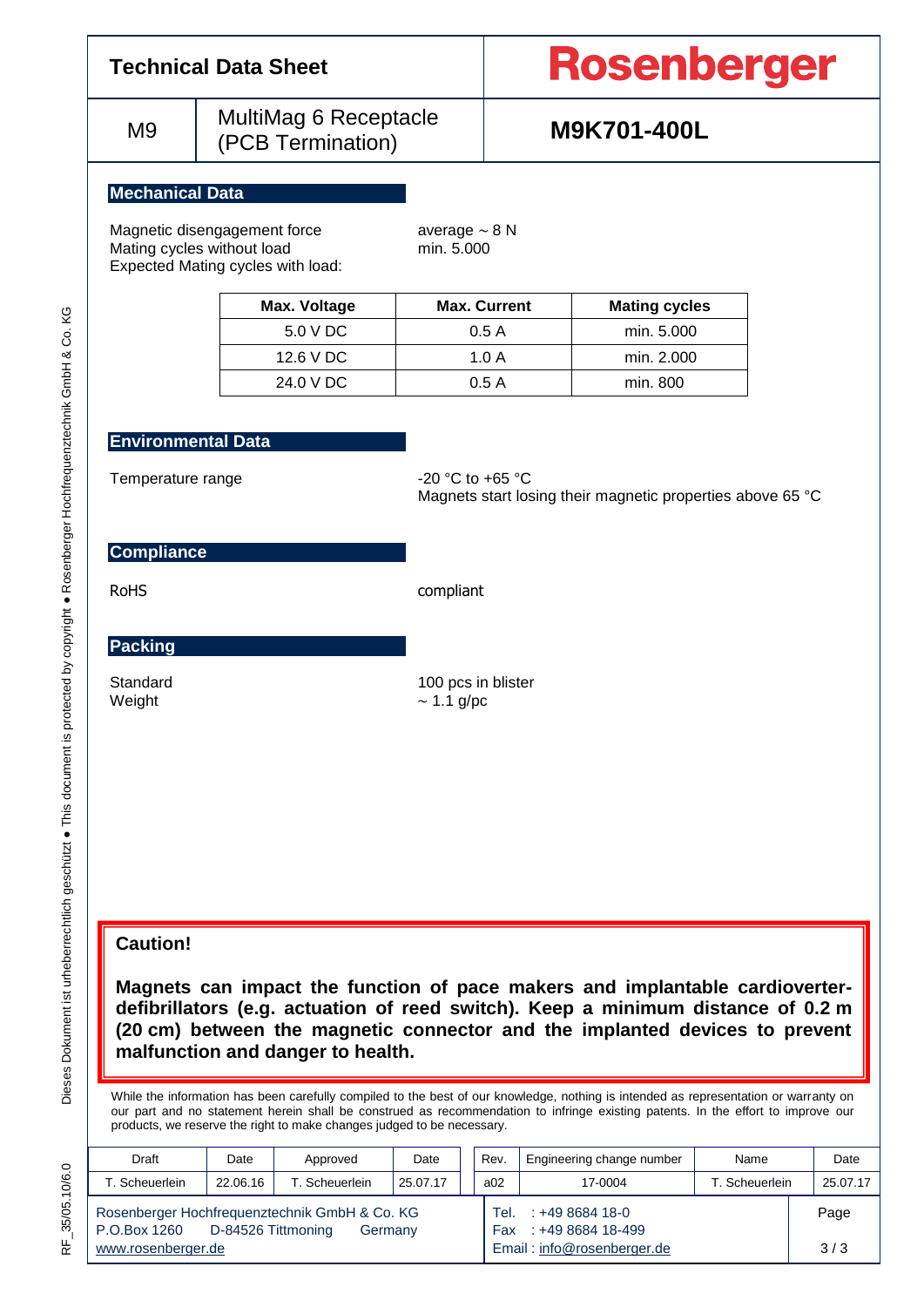# Technical Data Sheet

**Rosenberger**

| M9 | MultiMag 6 Receptacle (PCB Termination) | **M9K701-400L** |
|---|---|---|

## Mechanical Data

Magnetic disengagement force — average ~ 8 N
Mating cycles without load — min. 5.000
Expected Mating cycles with load:

| Max. Voltage | Max. Current | Mating cycles |
|---|---|---|
| 5.0 V DC | 0.5 A | min. 5.000 |
| 12.6 V DC | 1.0 A | min. 2.000 |
| 24.0 V DC | 0.5 A | min. 800 |

## Environmental Data

Temperature range — -20 °C to +65 °C
Magnets start losing their magnetic properties above 65 °C

## Compliance

RoHS — compliant

## Packing

Standard — 100 pcs in blister
Weight — ~ 1.1 g/pc

**Caution!**

**Magnets can impact the function of pace makers and implantable cardioverter-defibrillators (e.g. actuation of reed switch). Keep a minimum distance of 0.2 m (20 cm) between the magnetic connector and the implanted devices to prevent malfunction and danger to health.**

While the information has been carefully compiled to the best of our knowledge, nothing is intended as representation or warranty on our part and no statement herein shall be construed as recommendation to infringe existing patents. In the effort to improve our products, we reserve the right to make changes judged to be necessary.

| Draft | Date | Approved | Date | Rev. | Engineering change number | Name | Date |
|---|---|---|---|---|---|---|---|
| T. Scheuerlein | 22.06.16 | T. Scheuerlein | 25.07.17 | a02 | 17-0004 | T. Scheuerlein | 25.07.17 |

Rosenberger Hochfrequenztechnik GmbH & Co. KG
P.O.Box 1260 D-84526 Tittmoning Germany
www.rosenberger.de

Tel. : +49 8684 18-0
Fax : +49 8684 18-499
Email : info@rosenberger.de

Dieses Dokument ist urheberrechtlich geschützt ● This document is protected by copyright ● Rosenberger Hochfrequenztechnik GmbH & Co. KG

RF_35/05.10/6.0